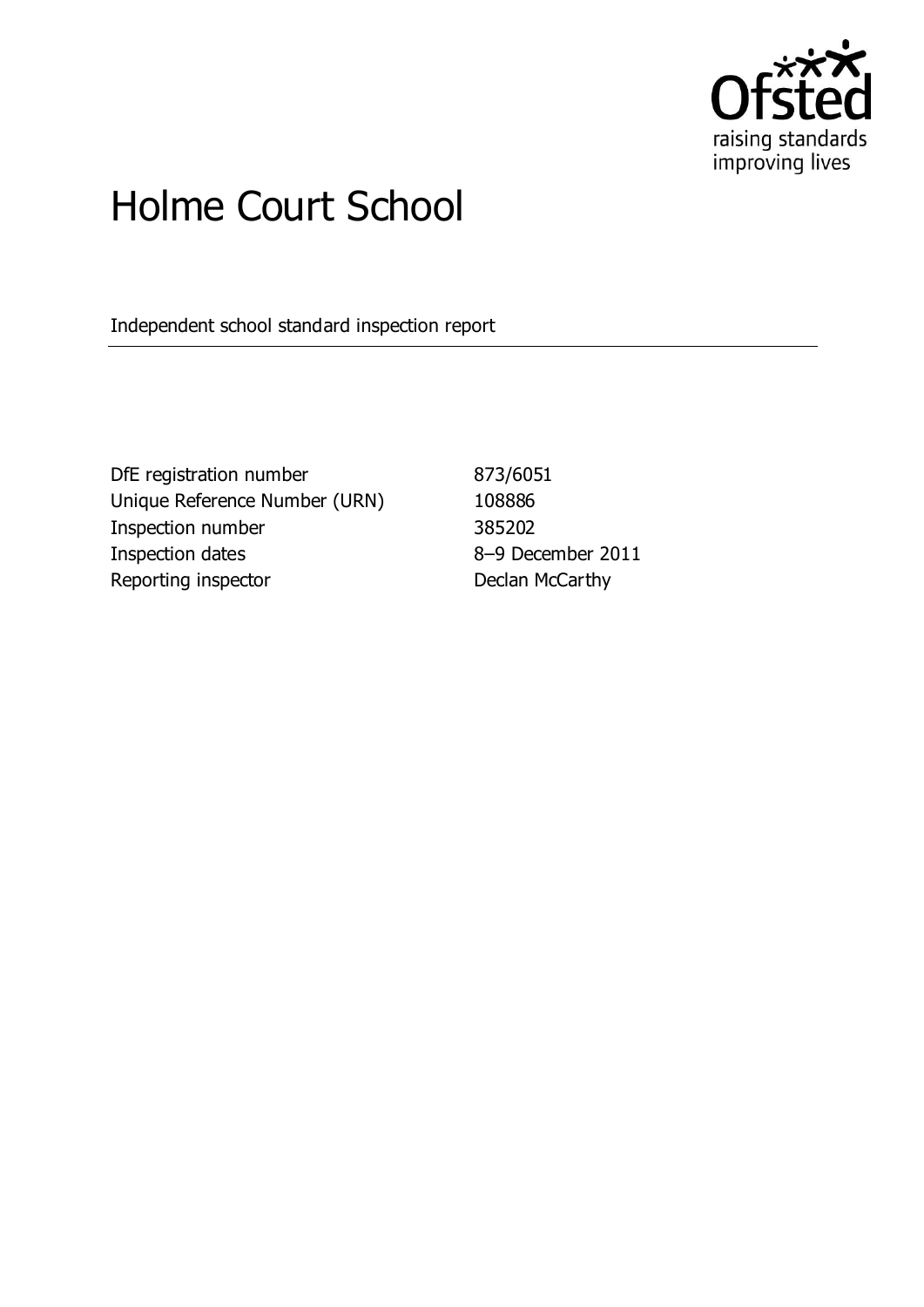# Holme Court School

Independent school standard inspection report

| | |
|---|---|
| DfE registration number | 873/6051 |
| Unique Reference Number (URN) | 108886 |
| Inspection number | 385202 |
| Inspection dates | 8–9 December 2011 |
| Reporting inspector | Declan McCarthy |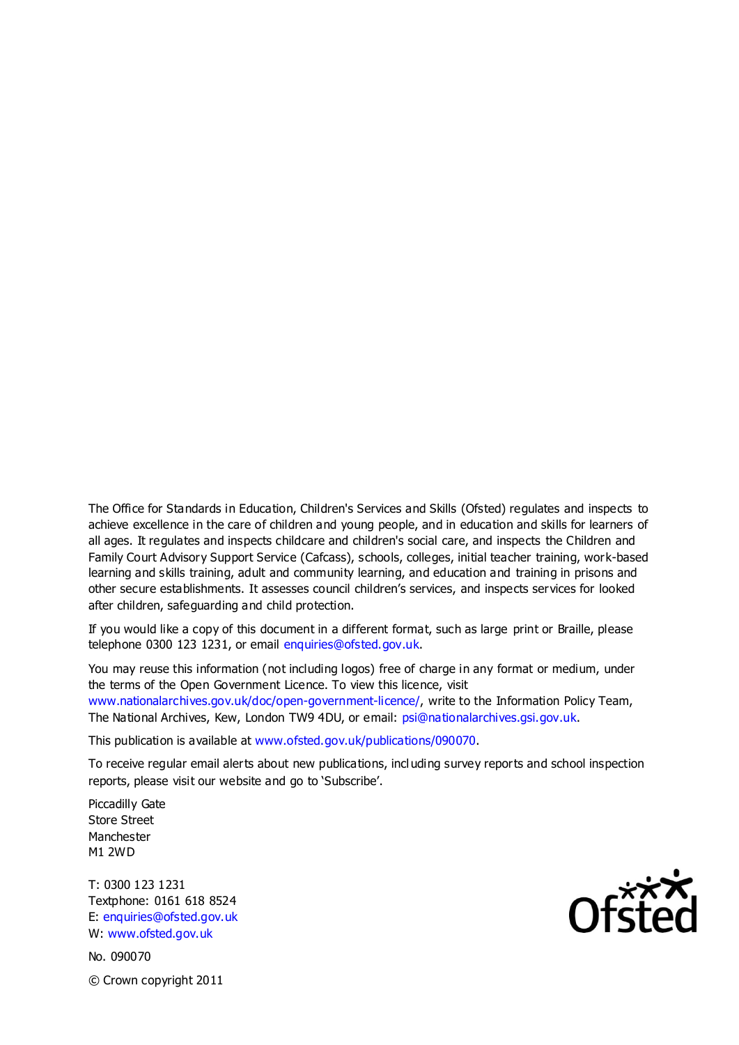The Office for Standards in Education, Children's Services and Skills (Ofsted) regulates and inspects to achieve excellence in the care of children and young people, and in education and skills for learners of all ages. It regulates and inspects childcare and children's social care, and inspects the Children and Family Court Advisory Support Service (Cafcass), schools, colleges, initial teacher training, work-based learning and skills training, adult and community learning, and education and training in prisons and other secure establishments. It assesses council children's services, and inspects services for looked after children, safeguarding and child protection.

If you would like a copy of this document in a different format, such as large print or Braille, please telephone 0300 123 1231, or email enquiries@ofsted.gov.uk.

You may reuse this information (not including logos) free of charge in any format or medium, under the terms of the Open Government Licence. To view this licence, visit www.nationalarchives.gov.uk/doc/open-government-licence/, write to the Information Policy Team, The National Archives, Kew, London TW9 4DU, or email: psi@nationalarchives.gsi.gov.uk.

This publication is available at www.ofsted.gov.uk/publications/090070.

To receive regular email alerts about new publications, including survey reports and school inspection reports, please visit our website and go to 'Subscribe'.

Piccadilly Gate
Store Street
Manchester
M1 2WD

T: 0300 123 1231
Textphone: 0161 618 8524
E: enquiries@ofsted.gov.uk
W: www.ofsted.gov.uk

No. 090070

© Crown copyright 2011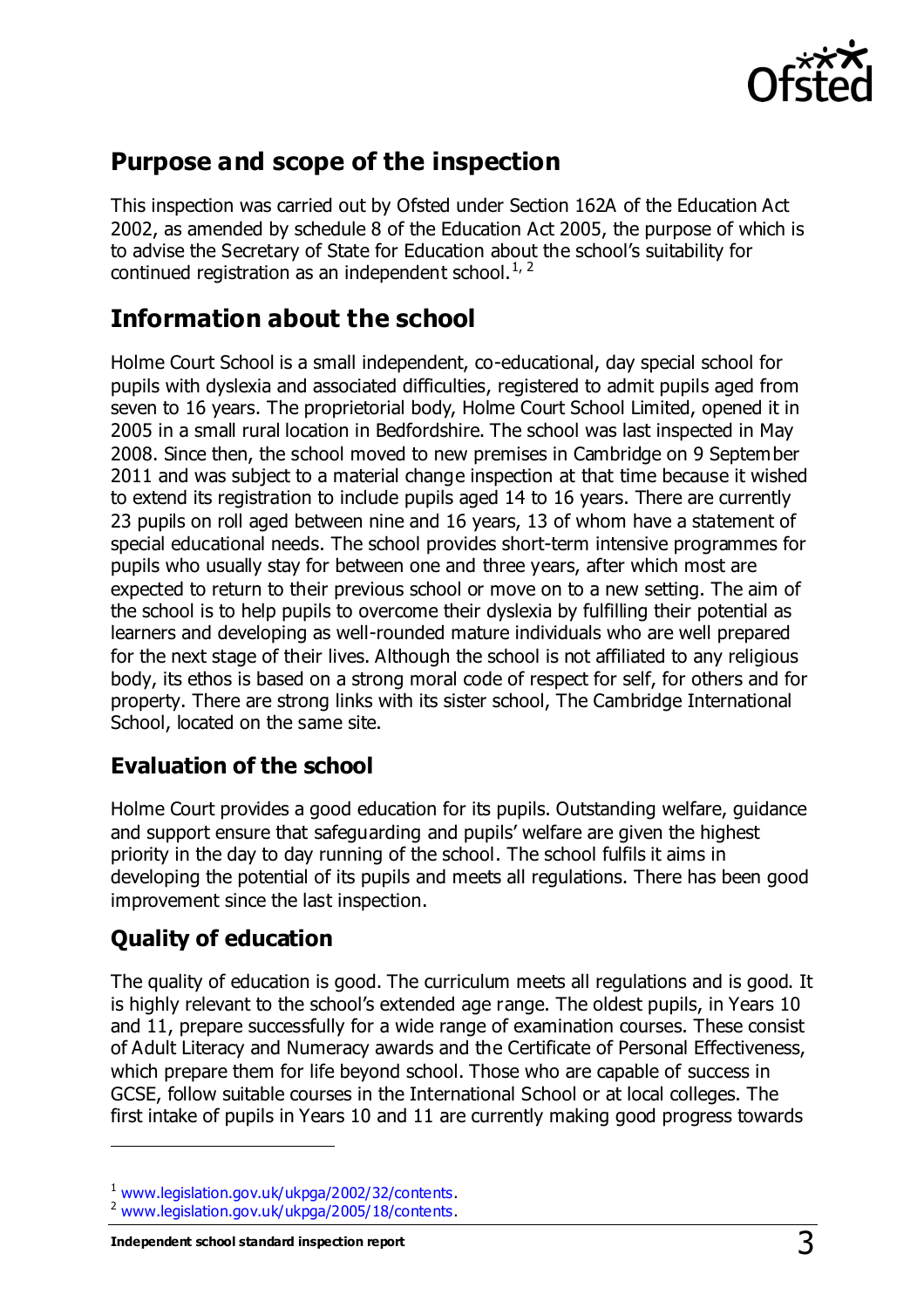## Purpose and scope of the inspection

This inspection was carried out by Ofsted under Section 162A of the Education Act 2002, as amended by schedule 8 of the Education Act 2005, the purpose of which is to advise the Secretary of State for Education about the school's suitability for continued registration as an independent school.[1, 2]

## Information about the school

Holme Court School is a small independent, co-educational, day special school for pupils with dyslexia and associated difficulties, registered to admit pupils aged from seven to 16 years. The proprietorial body, Holme Court School Limited, opened it in 2005 in a small rural location in Bedfordshire. The school was last inspected in May 2008. Since then, the school moved to new premises in Cambridge on 9 September 2011 and was subject to a material change inspection at that time because it wished to extend its registration to include pupils aged 14 to 16 years. There are currently 23 pupils on roll aged between nine and 16 years, 13 of whom have a statement of special educational needs. The school provides short-term intensive programmes for pupils who usually stay for between one and three years, after which most are expected to return to their previous school or move on to a new setting. The aim of the school is to help pupils to overcome their dyslexia by fulfilling their potential as learners and developing as well-rounded mature individuals who are well prepared for the next stage of their lives. Although the school is not affiliated to any religious body, its ethos is based on a strong moral code of respect for self, for others and for property. There are strong links with its sister school, The Cambridge International School, located on the same site.

### Evaluation of the school

Holme Court provides a good education for its pupils. Outstanding welfare, guidance and support ensure that safeguarding and pupils' welfare are given the highest priority in the day to day running of the school. The school fulfils it aims in developing the potential of its pupils and meets all regulations. There has been good improvement since the last inspection.

### Quality of education

The quality of education is good. The curriculum meets all regulations and is good. It is highly relevant to the school's extended age range. The oldest pupils, in Years 10 and 11, prepare successfully for a wide range of examination courses. These consist of Adult Literacy and Numeracy awards and the Certificate of Personal Effectiveness, which prepare them for life beyond school. Those who are capable of success in GCSE, follow suitable courses in the International School or at local colleges. The first intake of pupils in Years 10 and 11 are currently making good progress towards

---

[1] www.legislation.gov.uk/ukpga/2002/32/contents.
[2] www.legislation.gov.uk/ukpga/2005/18/contents.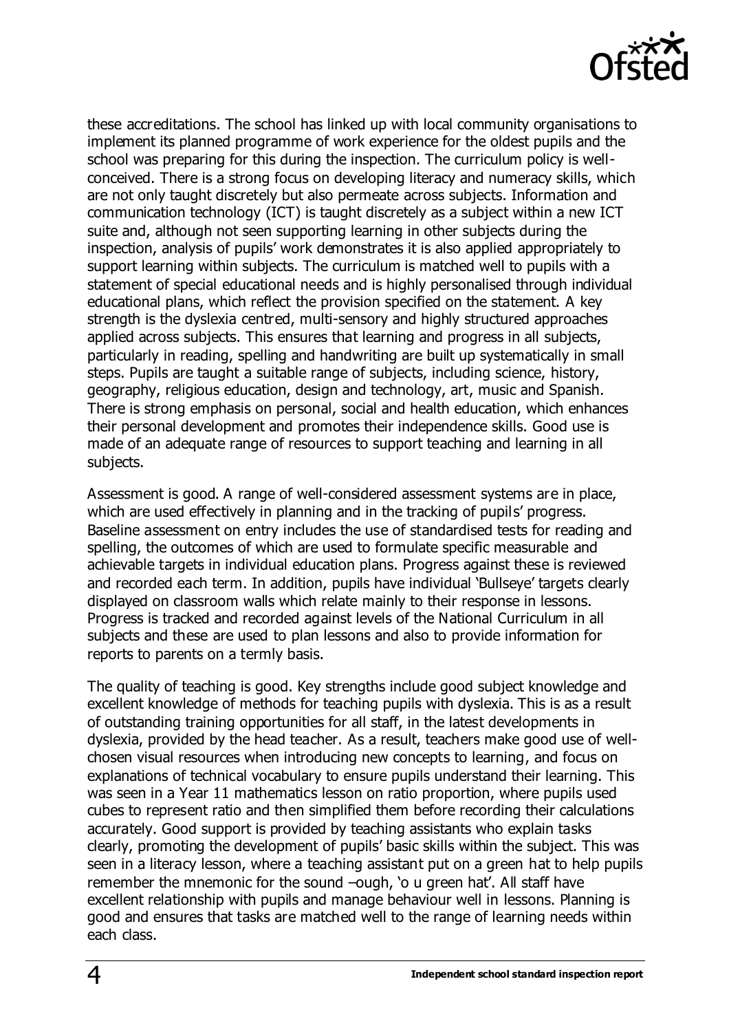these accreditations. The school has linked up with local community organisations to implement its planned programme of work experience for the oldest pupils and the school was preparing for this during the inspection. The curriculum policy is well-conceived. There is a strong focus on developing literacy and numeracy skills, which are not only taught discretely but also permeate across subjects. Information and communication technology (ICT) is taught discretely as a subject within a new ICT suite and, although not seen supporting learning in other subjects during the inspection, analysis of pupils' work demonstrates it is also applied appropriately to support learning within subjects. The curriculum is matched well to pupils with a statement of special educational needs and is highly personalised through individual educational plans, which reflect the provision specified on the statement. A key strength is the dyslexia centred, multi-sensory and highly structured approaches applied across subjects. This ensures that learning and progress in all subjects, particularly in reading, spelling and handwriting are built up systematically in small steps. Pupils are taught a suitable range of subjects, including science, history, geography, religious education, design and technology, art, music and Spanish. There is strong emphasis on personal, social and health education, which enhances their personal development and promotes their independence skills. Good use is made of an adequate range of resources to support teaching and learning in all subjects.

Assessment is good. A range of well-considered assessment systems are in place, which are used effectively in planning and in the tracking of pupils' progress. Baseline assessment on entry includes the use of standardised tests for reading and spelling, the outcomes of which are used to formulate specific measurable and achievable targets in individual education plans. Progress against these is reviewed and recorded each term. In addition, pupils have individual 'Bullseye' targets clearly displayed on classroom walls which relate mainly to their response in lessons. Progress is tracked and recorded against levels of the National Curriculum in all subjects and these are used to plan lessons and also to provide information for reports to parents on a termly basis.

The quality of teaching is good. Key strengths include good subject knowledge and excellent knowledge of methods for teaching pupils with dyslexia. This is as a result of outstanding training opportunities for all staff, in the latest developments in dyslexia, provided by the head teacher. As a result, teachers make good use of well-chosen visual resources when introducing new concepts to learning, and focus on explanations of technical vocabulary to ensure pupils understand their learning. This was seen in a Year 11 mathematics lesson on ratio proportion, where pupils used cubes to represent ratio and then simplified them before recording their calculations accurately. Good support is provided by teaching assistants who explain tasks clearly, promoting the development of pupils' basic skills within the subject. This was seen in a literacy lesson, where a teaching assistant put on a green hat to help pupils remember the mnemonic for the sound –ough, 'o u green hat'. All staff have excellent relationship with pupils and manage behaviour well in lessons. Planning is good and ensures that tasks are matched well to the range of learning needs within each class.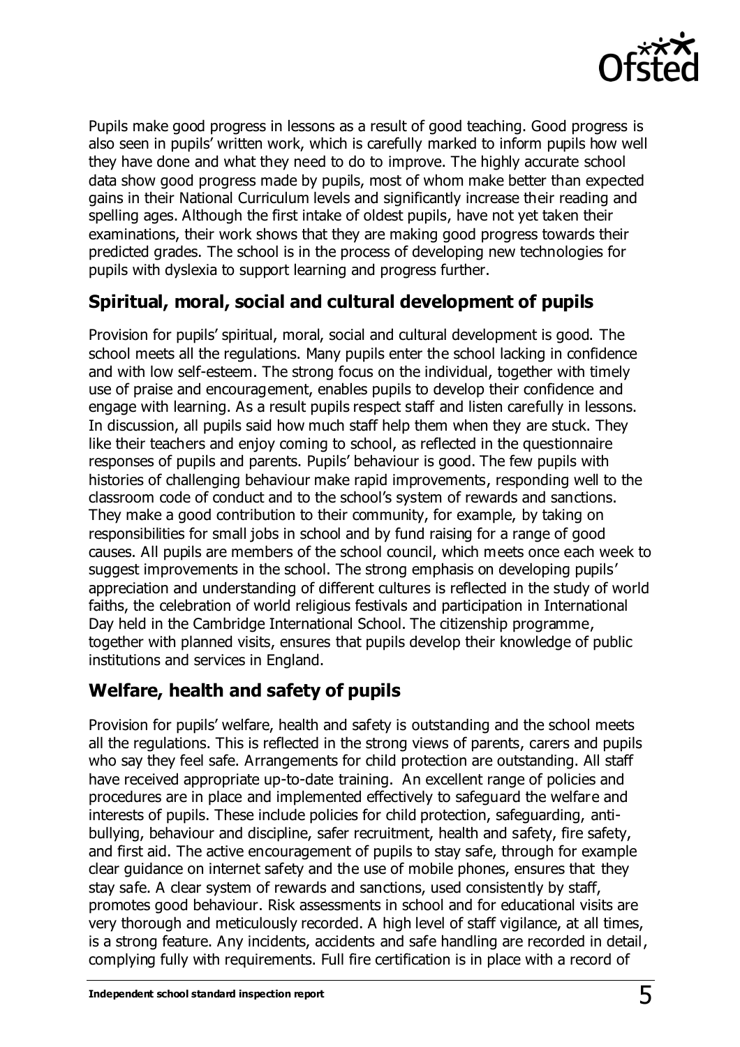Pupils make good progress in lessons as a result of good teaching. Good progress is also seen in pupils' written work, which is carefully marked to inform pupils how well they have done and what they need to do to improve. The highly accurate school data show good progress made by pupils, most of whom make better than expected gains in their National Curriculum levels and significantly increase their reading and spelling ages. Although the first intake of oldest pupils, have not yet taken their examinations, their work shows that they are making good progress towards their predicted grades. The school is in the process of developing new technologies for pupils with dyslexia to support learning and progress further.

## Spiritual, moral, social and cultural development of pupils

Provision for pupils' spiritual, moral, social and cultural development is good. The school meets all the regulations. Many pupils enter the school lacking in confidence and with low self-esteem. The strong focus on the individual, together with timely use of praise and encouragement, enables pupils to develop their confidence and engage with learning. As a result pupils respect staff and listen carefully in lessons. In discussion, all pupils said how much staff help them when they are stuck. They like their teachers and enjoy coming to school, as reflected in the questionnaire responses of pupils and parents. Pupils' behaviour is good. The few pupils with histories of challenging behaviour make rapid improvements, responding well to the classroom code of conduct and to the school's system of rewards and sanctions. They make a good contribution to their community, for example, by taking on responsibilities for small jobs in school and by fund raising for a range of good causes. All pupils are members of the school council, which meets once each week to suggest improvements in the school. The strong emphasis on developing pupils' appreciation and understanding of different cultures is reflected in the study of world faiths, the celebration of world religious festivals and participation in International Day held in the Cambridge International School. The citizenship programme, together with planned visits, ensures that pupils develop their knowledge of public institutions and services in England.

## Welfare, health and safety of pupils

Provision for pupils' welfare, health and safety is outstanding and the school meets all the regulations. This is reflected in the strong views of parents, carers and pupils who say they feel safe. Arrangements for child protection are outstanding. All staff have received appropriate up-to-date training. An excellent range of policies and procedures are in place and implemented effectively to safeguard the welfare and interests of pupils. These include policies for child protection, safeguarding, anti-bullying, behaviour and discipline, safer recruitment, health and safety, fire safety, and first aid. The active encouragement of pupils to stay safe, through for example clear guidance on internet safety and the use of mobile phones, ensures that they stay safe. A clear system of rewards and sanctions, used consistently by staff, promotes good behaviour. Risk assessments in school and for educational visits are very thorough and meticulously recorded. A high level of staff vigilance, at all times, is a strong feature. Any incidents, accidents and safe handling are recorded in detail, complying fully with requirements. Full fire certification is in place with a record of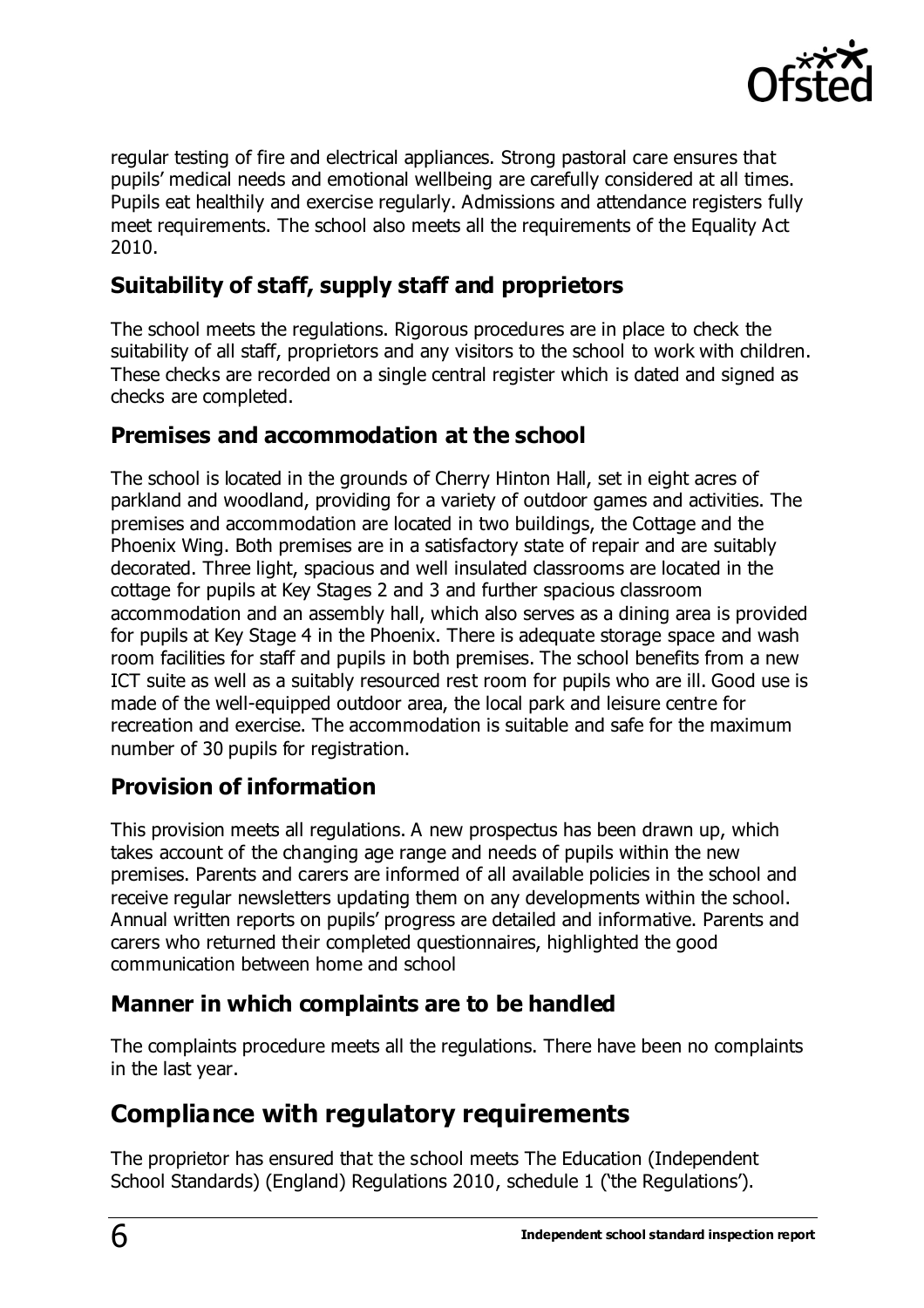regular testing of fire and electrical appliances. Strong pastoral care ensures that pupils' medical needs and emotional wellbeing are carefully considered at all times. Pupils eat healthily and exercise regularly. Admissions and attendance registers fully meet requirements. The school also meets all the requirements of the Equality Act 2010.

### Suitability of staff, supply staff and proprietors

The school meets the regulations. Rigorous procedures are in place to check the suitability of all staff, proprietors and any visitors to the school to work with children. These checks are recorded on a single central register which is dated and signed as checks are completed.

### Premises and accommodation at the school

The school is located in the grounds of Cherry Hinton Hall, set in eight acres of parkland and woodland, providing for a variety of outdoor games and activities. The premises and accommodation are located in two buildings, the Cottage and the Phoenix Wing. Both premises are in a satisfactory state of repair and are suitably decorated. Three light, spacious and well insulated classrooms are located in the cottage for pupils at Key Stages 2 and 3 and further spacious classroom accommodation and an assembly hall, which also serves as a dining area is provided for pupils at Key Stage 4 in the Phoenix. There is adequate storage space and wash room facilities for staff and pupils in both premises. The school benefits from a new ICT suite as well as a suitably resourced rest room for pupils who are ill. Good use is made of the well-equipped outdoor area, the local park and leisure centre for recreation and exercise. The accommodation is suitable and safe for the maximum number of 30 pupils for registration.

### Provision of information

This provision meets all regulations. A new prospectus has been drawn up, which takes account of the changing age range and needs of pupils within the new premises. Parents and carers are informed of all available policies in the school and receive regular newsletters updating them on any developments within the school. Annual written reports on pupils' progress are detailed and informative. Parents and carers who returned their completed questionnaires, highlighted the good communication between home and school

### Manner in which complaints are to be handled

The complaints procedure meets all the regulations. There have been no complaints in the last year.

## Compliance with regulatory requirements

The proprietor has ensured that the school meets The Education (Independent School Standards) (England) Regulations 2010, schedule 1 ('the Regulations').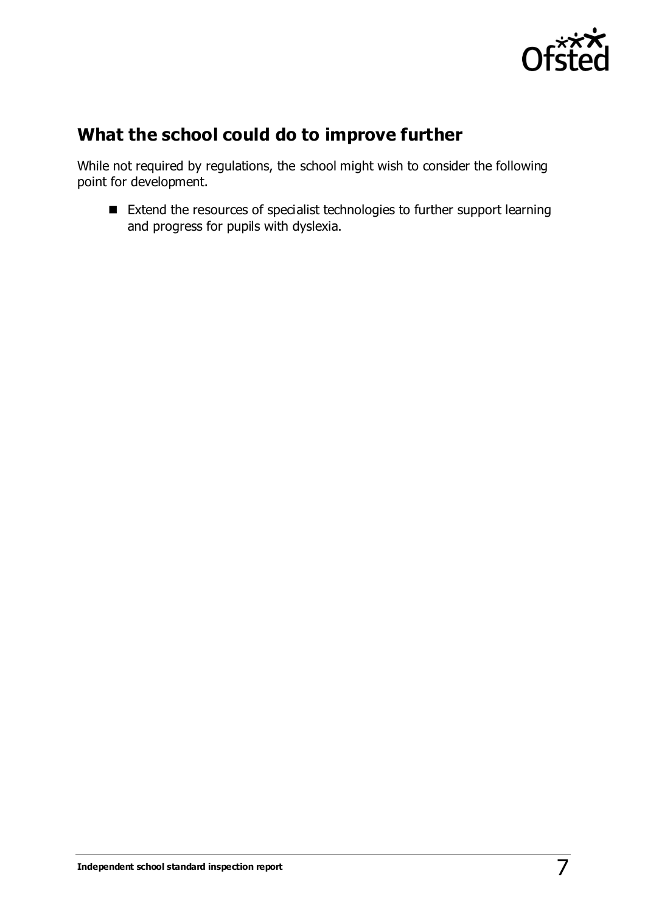## What the school could do to improve further

While not required by regulations, the school might wish to consider the following point for development.

- Extend the resources of specialist technologies to further support learning and progress for pupils with dyslexia.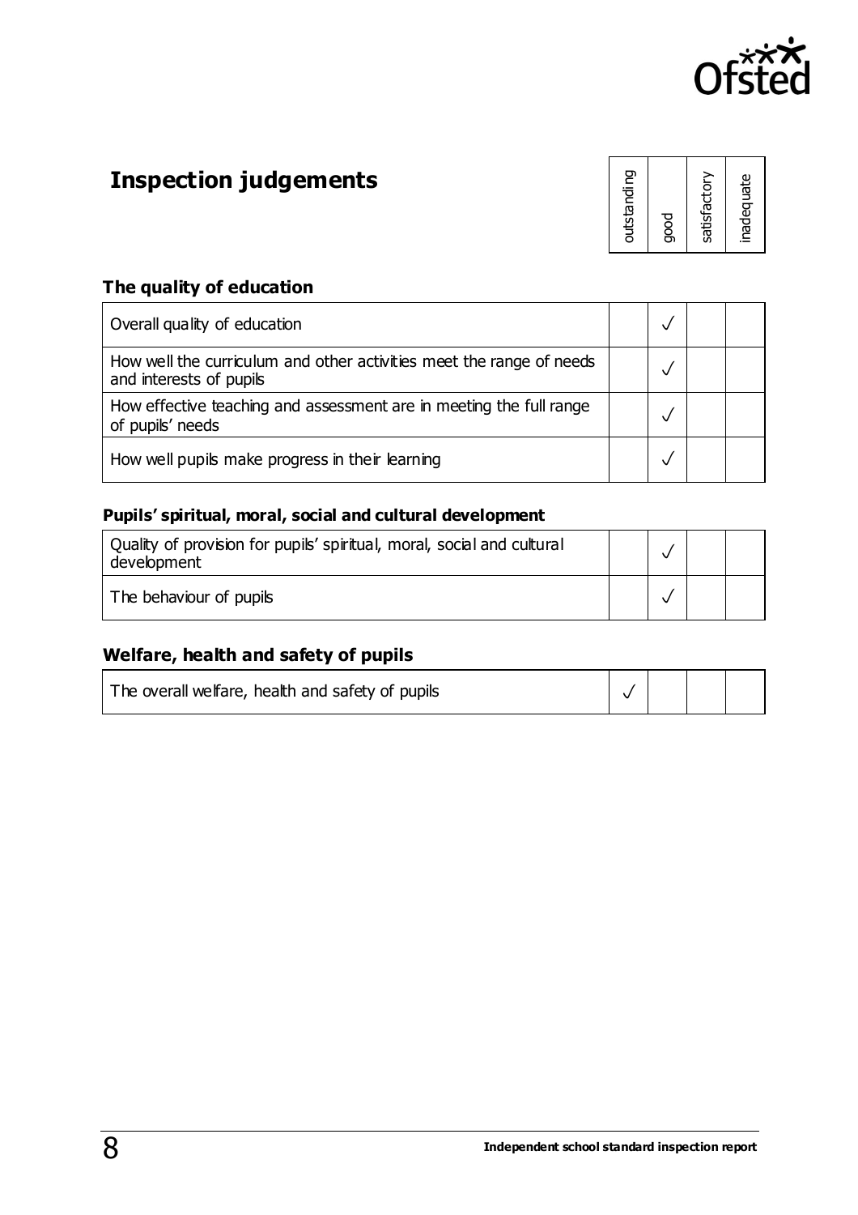# Inspection judgements

### The quality of education

| | outstanding | good | satisfactory | inadequate |
|---|---|---|---|---|
| Overall quality of education | | ✓ | | |
| How well the curriculum and other activities meet the range of needs and interests of pupils | | ✓ | | |
| How effective teaching and assessment are in meeting the full range of pupils' needs | | ✓ | | |
| How well pupils make progress in their learning | | ✓ | | |

### Pupils' spiritual, moral, social and cultural development

| | outstanding | good | satisfactory | inadequate |
|---|---|---|---|---|
| Quality of provision for pupils' spiritual, moral, social and cultural development | | ✓ | | |
| The behaviour of pupils | | ✓ | | |

### Welfare, health and safety of pupils

| | outstanding | good | satisfactory | inadequate |
|---|---|---|---|---|
| The overall welfare, health and safety of pupils | ✓ | | | |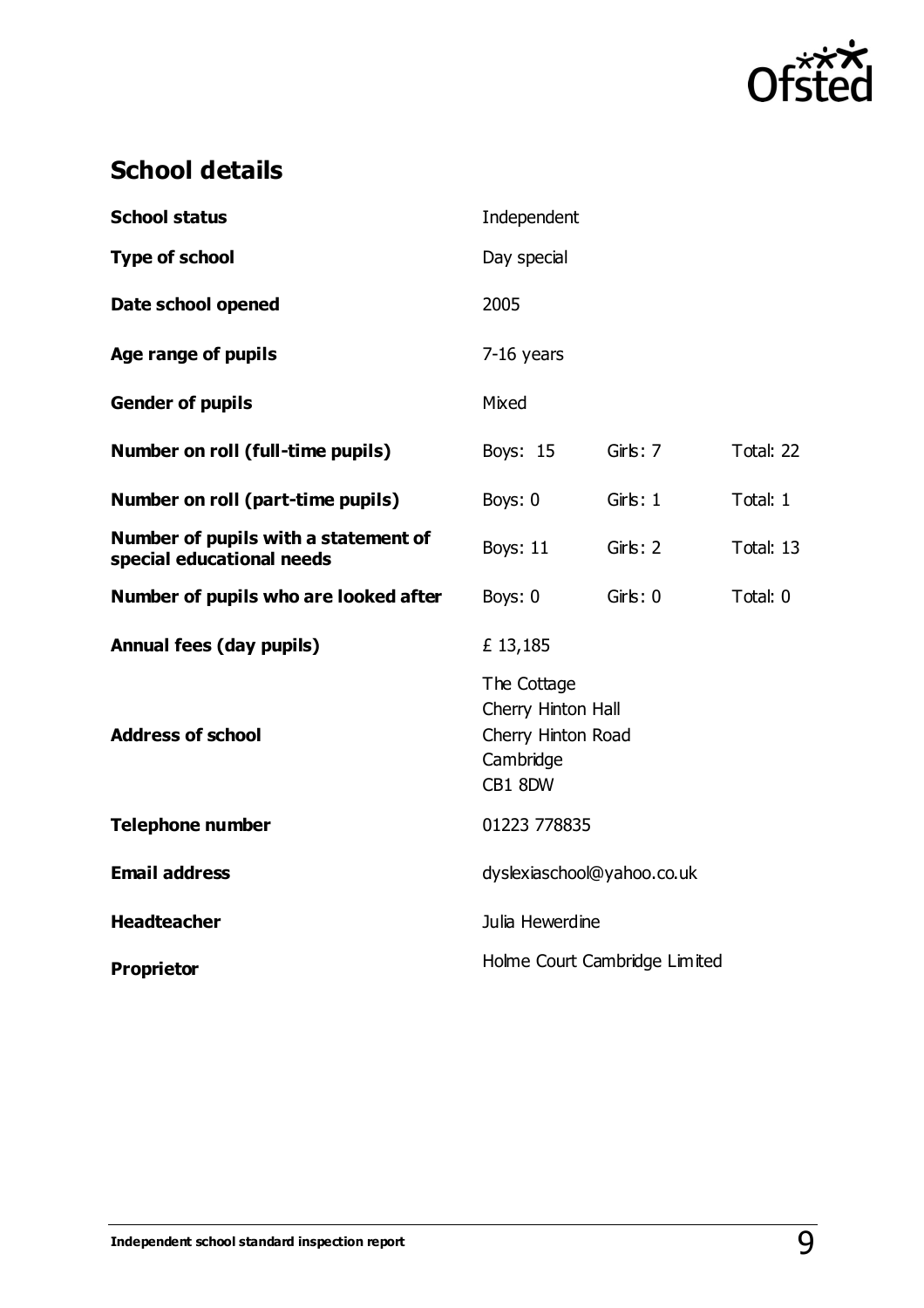## School details

| | | | |
|---|---|---|---|
| **School status** | Independent | | |
| **Type of school** | Day special | | |
| **Date school opened** | 2005 | | |
| **Age range of pupils** | 7-16 years | | |
| **Gender of pupils** | Mixed | | |
| **Number on roll (full-time pupils)** | Boys: 15 | Girls: 7 | Total: 22 |
| **Number on roll (part-time pupils)** | Boys: 0 | Girls: 1 | Total: 1 |
| **Number of pupils with a statement of special educational needs** | Boys: 11 | Girls: 2 | Total: 13 |
| **Number of pupils who are looked after** | Boys: 0 | Girls: 0 | Total: 0 |
| **Annual fees (day pupils)** | £ 13,185 | | |
| **Address of school** | The Cottage<br>Cherry Hinton Hall<br>Cherry Hinton Road<br>Cambridge<br>CB1 8DW | | |
| **Telephone number** | 01223 778835 | | |
| **Email address** | dyslexiaschool@yahoo.co.uk | | |
| **Headteacher** | Julia Hewerdine | | |
| **Proprietor** | Holme Court Cambridge Limited | | |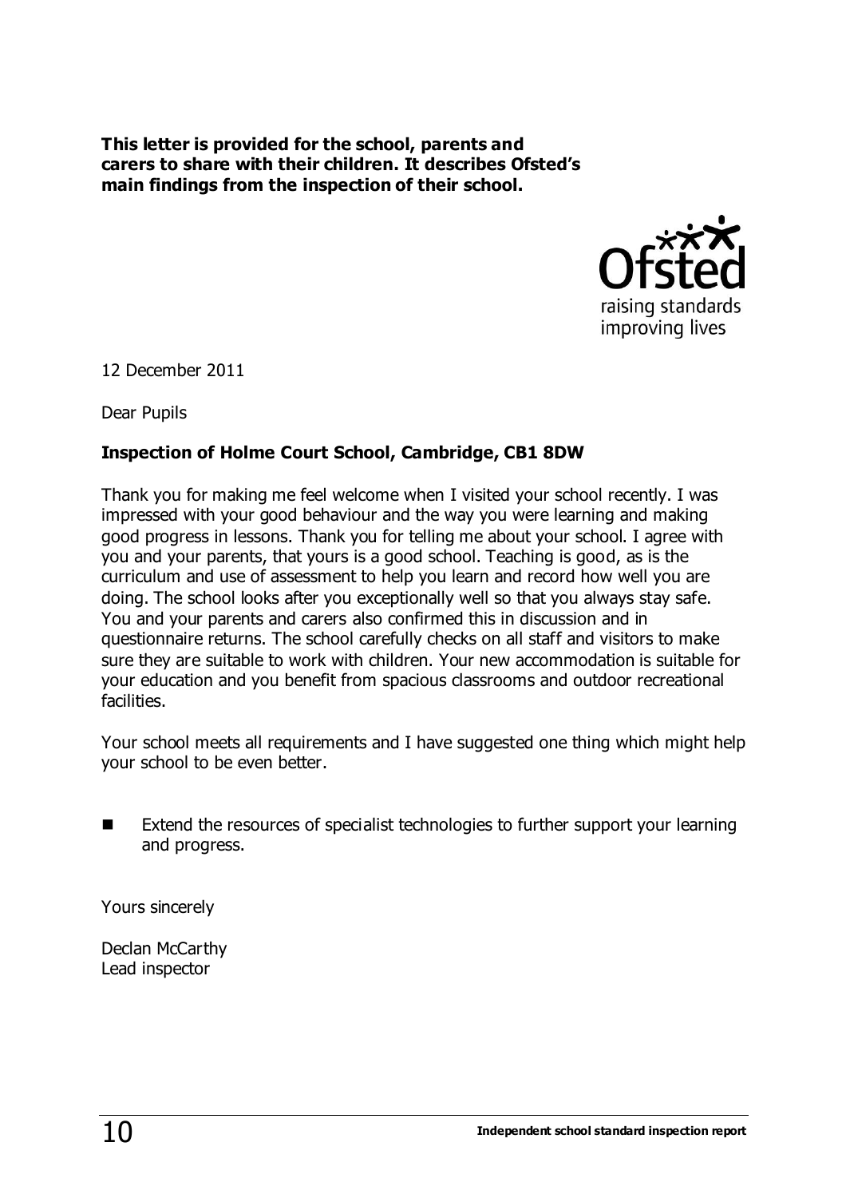**This letter is provided for the school, parents and carers to share with their children. It describes Ofsted's main findings from the inspection of their school.**

12 December 2011

Dear Pupils

**Inspection of Holme Court School, Cambridge, CB1 8DW**

Thank you for making me feel welcome when I visited your school recently. I was impressed with your good behaviour and the way you were learning and making good progress in lessons. Thank you for telling me about your school. I agree with you and your parents, that yours is a good school. Teaching is good, as is the curriculum and use of assessment to help you learn and record how well you are doing. The school looks after you exceptionally well so that you always stay safe. You and your parents and carers also confirmed this in discussion and in questionnaire returns. The school carefully checks on all staff and visitors to make sure they are suitable to work with children. Your new accommodation is suitable for your education and you benefit from spacious classrooms and outdoor recreational facilities.

Your school meets all requirements and I have suggested one thing which might help your school to be even better.

- Extend the resources of specialist technologies to further support your learning and progress.

Yours sincerely

Declan McCarthy
Lead inspector